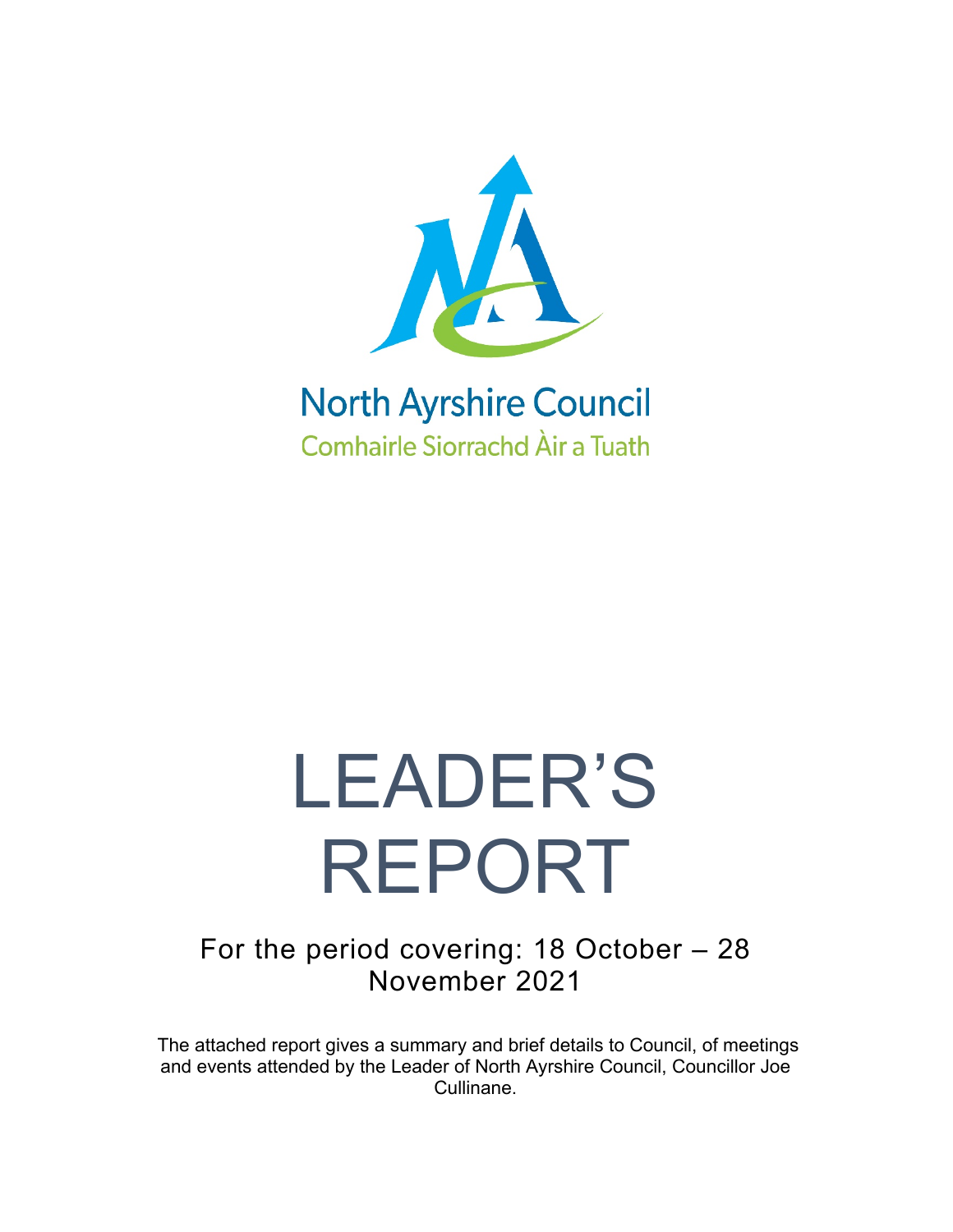North Ayrshire Council

Comhairle Siorrachd Àir a Tuath

# LEADER'S REPORT

For the period covering: 18 October – 28 November 2021

The attached report gives a summary and brief details to Council, of meetings and events attended by the Leader of North Ayrshire Council, Councillor Joe Cullinane.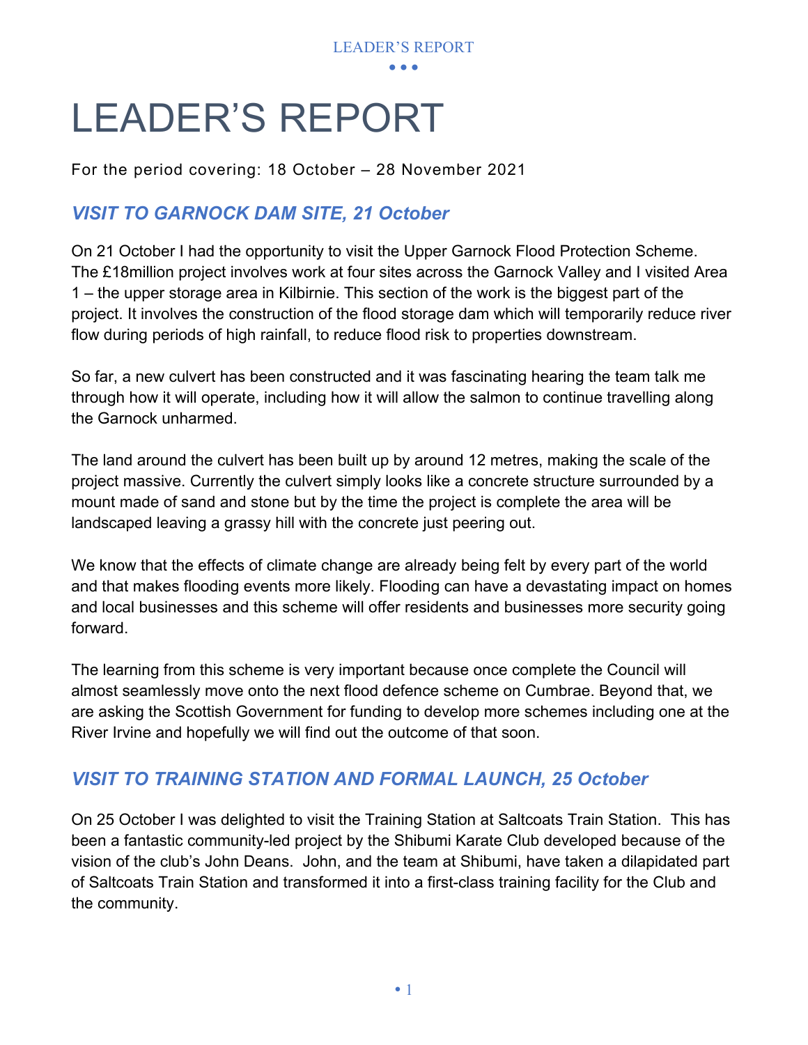# LEADER'S REPORT

For the period covering: 18 October – 28 November 2021

## *VISIT TO GARNOCK DAM SITE, 21 October*

On 21 October I had the opportunity to visit the Upper Garnock Flood Protection Scheme. The £18million project involves work at four sites across the Garnock Valley and I visited Area 1 – the upper storage area in Kilbirnie. This section of the work is the biggest part of the project. It involves the construction of the flood storage dam which will temporarily reduce river flow during periods of high rainfall, to reduce flood risk to properties downstream.

So far, a new culvert has been constructed and it was fascinating hearing the team talk me through how it will operate, including how it will allow the salmon to continue travelling along the Garnock unharmed.

The land around the culvert has been built up by around 12 metres, making the scale of the project massive. Currently the culvert simply looks like a concrete structure surrounded by a mount made of sand and stone but by the time the project is complete the area will be landscaped leaving a grassy hill with the concrete just peering out.

We know that the effects of climate change are already being felt by every part of the world and that makes flooding events more likely. Flooding can have a devastating impact on homes and local businesses and this scheme will offer residents and businesses more security going forward.

The learning from this scheme is very important because once complete the Council will almost seamlessly move onto the next flood defence scheme on Cumbrae. Beyond that, we are asking the Scottish Government for funding to develop more schemes including one at the River Irvine and hopefully we will find out the outcome of that soon.

## *VISIT TO TRAINING STATION AND FORMAL LAUNCH, 25 October*

On 25 October I was delighted to visit the Training Station at Saltcoats Train Station. This has been a fantastic community-led project by the Shibumi Karate Club developed because of the vision of the club's John Deans. John, and the team at Shibumi, have taken a dilapidated part of Saltcoats Train Station and transformed it into a first-class training facility for the Club and the community.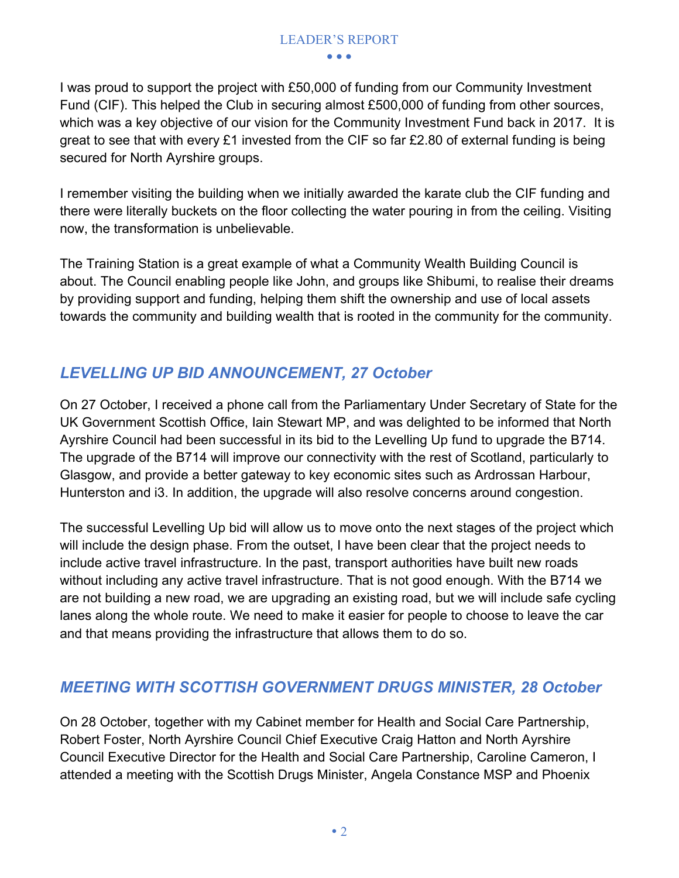I was proud to support the project with £50,000 of funding from our Community Investment Fund (CIF). This helped the Club in securing almost £500,000 of funding from other sources, which was a key objective of our vision for the Community Investment Fund back in 2017. It is great to see that with every £1 invested from the CIF so far £2.80 of external funding is being secured for North Ayrshire groups.

I remember visiting the building when we initially awarded the karate club the CIF funding and there were literally buckets on the floor collecting the water pouring in from the ceiling. Visiting now, the transformation is unbelievable.

The Training Station is a great example of what a Community Wealth Building Council is about. The Council enabling people like John, and groups like Shibumi, to realise their dreams by providing support and funding, helping them shift the ownership and use of local assets towards the community and building wealth that is rooted in the community for the community.

## *LEVELLING UP BID ANNOUNCEMENT, 27 October*

On 27 October, I received a phone call from the Parliamentary Under Secretary of State for the UK Government Scottish Office, Iain Stewart MP, and was delighted to be informed that North Ayrshire Council had been successful in its bid to the Levelling Up fund to upgrade the B714. The upgrade of the B714 will improve our connectivity with the rest of Scotland, particularly to Glasgow, and provide a better gateway to key economic sites such as Ardrossan Harbour, Hunterston and i3. In addition, the upgrade will also resolve concerns around congestion.

The successful Levelling Up bid will allow us to move onto the next stages of the project which will include the design phase. From the outset, I have been clear that the project needs to include active travel infrastructure. In the past, transport authorities have built new roads without including any active travel infrastructure. That is not good enough. With the B714 we are not building a new road, we are upgrading an existing road, but we will include safe cycling lanes along the whole route. We need to make it easier for people to choose to leave the car and that means providing the infrastructure that allows them to do so.

## *MEETING WITH SCOTTISH GOVERNMENT DRUGS MINISTER, 28 October*

On 28 October, together with my Cabinet member for Health and Social Care Partnership, Robert Foster, North Ayrshire Council Chief Executive Craig Hatton and North Ayrshire Council Executive Director for the Health and Social Care Partnership, Caroline Cameron, I attended a meeting with the Scottish Drugs Minister, Angela Constance MSP and Phoenix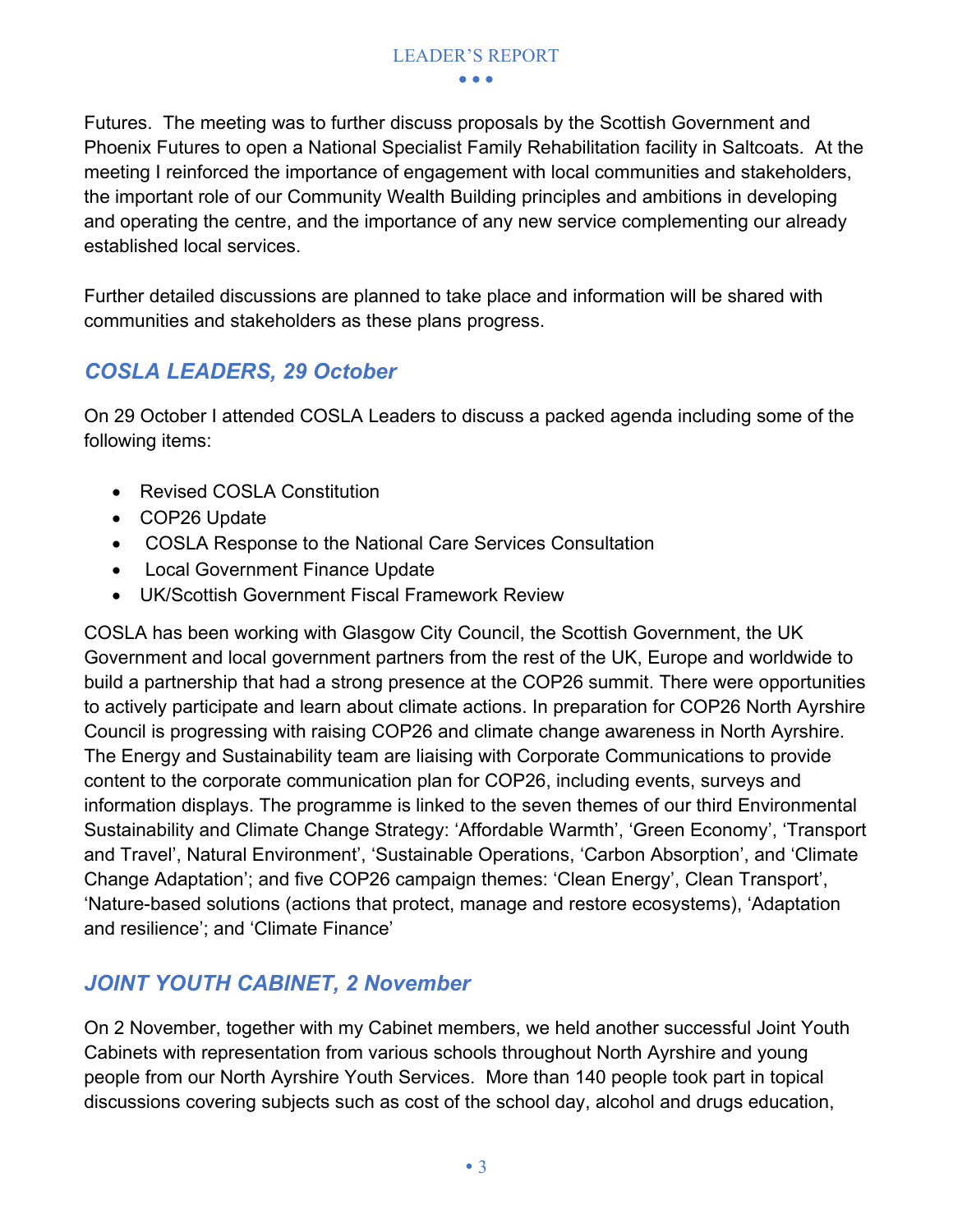Futures. The meeting was to further discuss proposals by the Scottish Government and Phoenix Futures to open a National Specialist Family Rehabilitation facility in Saltcoats. At the meeting I reinforced the importance of engagement with local communities and stakeholders, the important role of our Community Wealth Building principles and ambitions in developing and operating the centre, and the importance of any new service complementing our already established local services.

Further detailed discussions are planned to take place and information will be shared with communities and stakeholders as these plans progress.

## *COSLA LEADERS, 29 October*

On 29 October I attended COSLA Leaders to discuss a packed agenda including some of the following items:

- Revised COSLA Constitution
- COP26 Update
- COSLA Response to the National Care Services Consultation
- Local Government Finance Update
- UK/Scottish Government Fiscal Framework Review

COSLA has been working with Glasgow City Council, the Scottish Government, the UK Government and local government partners from the rest of the UK, Europe and worldwide to build a partnership that had a strong presence at the COP26 summit. There were opportunities to actively participate and learn about climate actions. In preparation for COP26 North Ayrshire Council is progressing with raising COP26 and climate change awareness in North Ayrshire. The Energy and Sustainability team are liaising with Corporate Communications to provide content to the corporate communication plan for COP26, including events, surveys and information displays. The programme is linked to the seven themes of our third Environmental Sustainability and Climate Change Strategy: 'Affordable Warmth', 'Green Economy', 'Transport and Travel', Natural Environment', 'Sustainable Operations, 'Carbon Absorption', and 'Climate Change Adaptation'; and five COP26 campaign themes: 'Clean Energy', Clean Transport', 'Nature-based solutions (actions that protect, manage and restore ecosystems), 'Adaptation and resilience'; and 'Climate Finance'

## *JOINT YOUTH CABINET, 2 November*

On 2 November, together with my Cabinet members, we held another successful Joint Youth Cabinets with representation from various schools throughout North Ayrshire and young people from our North Ayrshire Youth Services. More than 140 people took part in topical discussions covering subjects such as cost of the school day, alcohol and drugs education,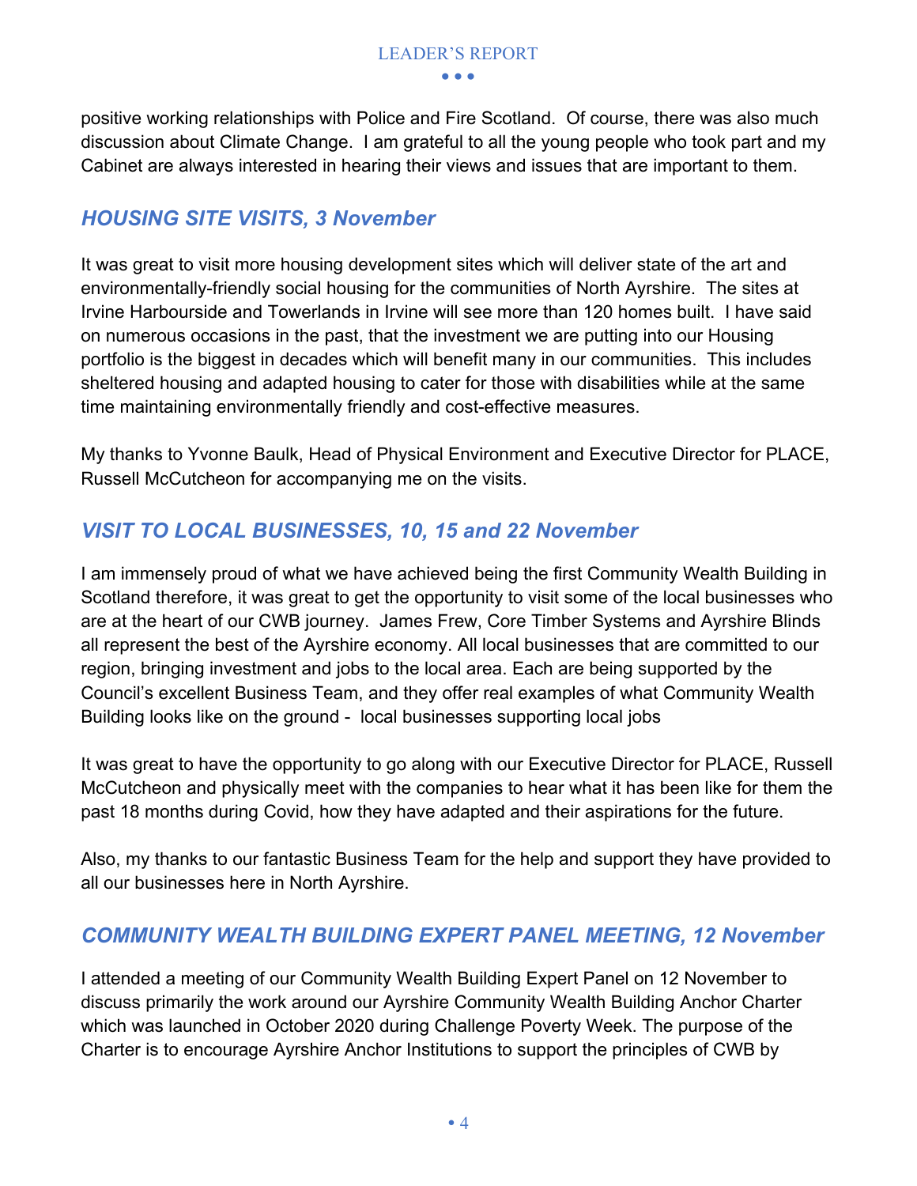positive working relationships with Police and Fire Scotland. Of course, there was also much discussion about Climate Change. I am grateful to all the young people who took part and my Cabinet are always interested in hearing their views and issues that are important to them.

## *HOUSING SITE VISITS, 3 November*

It was great to visit more housing development sites which will deliver state of the art and environmentally-friendly social housing for the communities of North Ayrshire. The sites at Irvine Harbourside and Towerlands in Irvine will see more than 120 homes built. I have said on numerous occasions in the past, that the investment we are putting into our Housing portfolio is the biggest in decades which will benefit many in our communities. This includes sheltered housing and adapted housing to cater for those with disabilities while at the same time maintaining environmentally friendly and cost-effective measures.

My thanks to Yvonne Baulk, Head of Physical Environment and Executive Director for PLACE, Russell McCutcheon for accompanying me on the visits.

## *VISIT TO LOCAL BUSINESSES, 10, 15 and 22 November*

I am immensely proud of what we have achieved being the first Community Wealth Building in Scotland therefore, it was great to get the opportunity to visit some of the local businesses who are at the heart of our CWB journey. James Frew, Core Timber Systems and Ayrshire Blinds all represent the best of the Ayrshire economy. All local businesses that are committed to our region, bringing investment and jobs to the local area. Each are being supported by the Council's excellent Business Team, and they offer real examples of what Community Wealth Building looks like on the ground - local businesses supporting local jobs

It was great to have the opportunity to go along with our Executive Director for PLACE, Russell McCutcheon and physically meet with the companies to hear what it has been like for them the past 18 months during Covid, how they have adapted and their aspirations for the future.

Also, my thanks to our fantastic Business Team for the help and support they have provided to all our businesses here in North Ayrshire.

## *COMMUNITY WEALTH BUILDING EXPERT PANEL MEETING, 12 November*

I attended a meeting of our Community Wealth Building Expert Panel on 12 November to discuss primarily the work around our Ayrshire Community Wealth Building Anchor Charter which was launched in October 2020 during Challenge Poverty Week. The purpose of the Charter is to encourage Ayrshire Anchor Institutions to support the principles of CWB by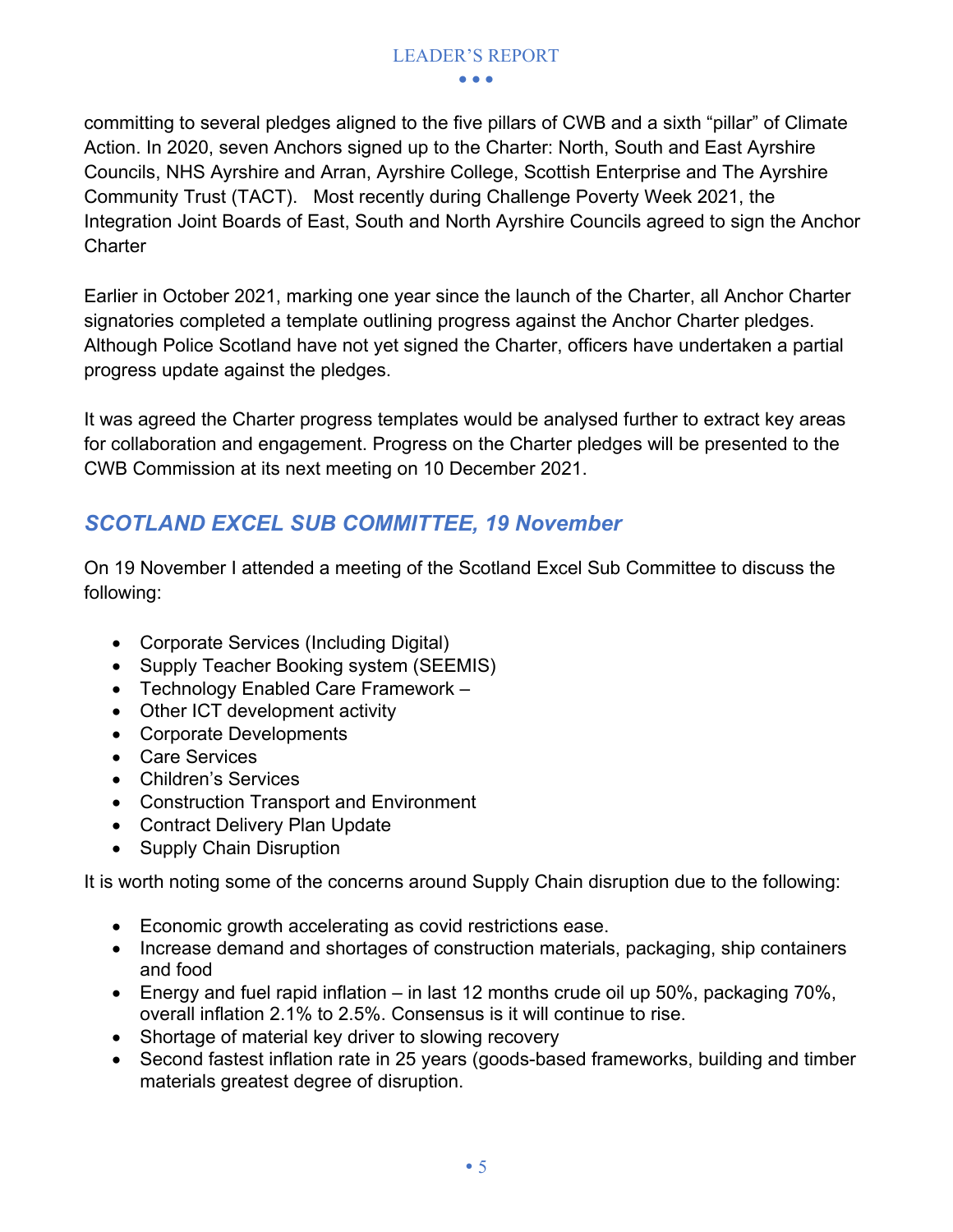committing to several pledges aligned to the five pillars of CWB and a sixth "pillar" of Climate Action. In 2020, seven Anchors signed up to the Charter: North, South and East Ayrshire Councils, NHS Ayrshire and Arran, Ayrshire College, Scottish Enterprise and The Ayrshire Community Trust (TACT). Most recently during Challenge Poverty Week 2021, the Integration Joint Boards of East, South and North Ayrshire Councils agreed to sign the Anchor Charter

Earlier in October 2021, marking one year since the launch of the Charter, all Anchor Charter signatories completed a template outlining progress against the Anchor Charter pledges. Although Police Scotland have not yet signed the Charter, officers have undertaken a partial progress update against the pledges.

It was agreed the Charter progress templates would be analysed further to extract key areas for collaboration and engagement. Progress on the Charter pledges will be presented to the CWB Commission at its next meeting on 10 December 2021.

## *SCOTLAND EXCEL SUB COMMITTEE, 19 November*

On 19 November I attended a meeting of the Scotland Excel Sub Committee to discuss the following:

- Corporate Services (Including Digital)
- Supply Teacher Booking system (SEEMIS)
- Technology Enabled Care Framework –
- Other ICT development activity
- Corporate Developments
- Care Services
- Children's Services
- Construction Transport and Environment
- Contract Delivery Plan Update
- Supply Chain Disruption

It is worth noting some of the concerns around Supply Chain disruption due to the following:

- Economic growth accelerating as covid restrictions ease.
- Increase demand and shortages of construction materials, packaging, ship containers and food
- Energy and fuel rapid inflation – in last 12 months crude oil up 50%, packaging 70%, overall inflation 2.1% to 2.5%. Consensus is it will continue to rise.
- Shortage of material key driver to slowing recovery
- Second fastest inflation rate in 25 years (goods-based frameworks, building and timber materials greatest degree of disruption.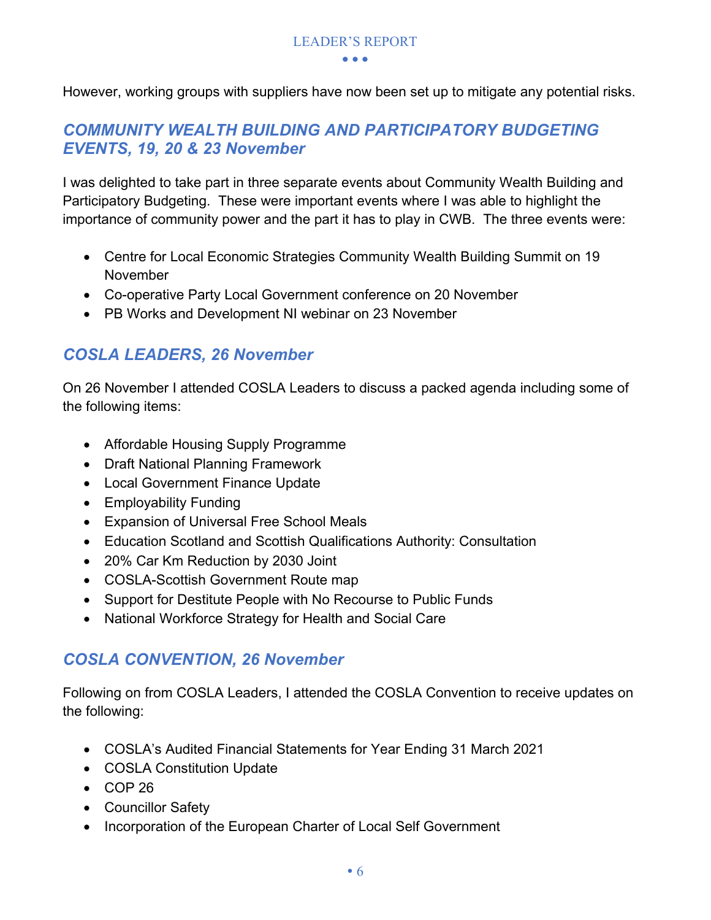However, working groups with suppliers have now been set up to mitigate any potential risks.

## *COMMUNITY WEALTH BUILDING AND PARTICIPATORY BUDGETING EVENTS, 19, 20 & 23 November*

I was delighted to take part in three separate events about Community Wealth Building and Participatory Budgeting. These were important events where I was able to highlight the importance of community power and the part it has to play in CWB. The three events were:

- Centre for Local Economic Strategies Community Wealth Building Summit on 19 November
- Co-operative Party Local Government conference on 20 November
- PB Works and Development NI webinar on 23 November

## *COSLA LEADERS, 26 November*

On 26 November I attended COSLA Leaders to discuss a packed agenda including some of the following items:

- Affordable Housing Supply Programme
- Draft National Planning Framework
- Local Government Finance Update
- Employability Funding
- Expansion of Universal Free School Meals
- Education Scotland and Scottish Qualifications Authority: Consultation
- 20% Car Km Reduction by 2030 Joint
- COSLA-Scottish Government Route map
- Support for Destitute People with No Recourse to Public Funds
- National Workforce Strategy for Health and Social Care

## *COSLA CONVENTION, 26 November*

Following on from COSLA Leaders, I attended the COSLA Convention to receive updates on the following:

- COSLA's Audited Financial Statements for Year Ending 31 March 2021
- COSLA Constitution Update
- COP 26
- Councillor Safety
- Incorporation of the European Charter of Local Self Government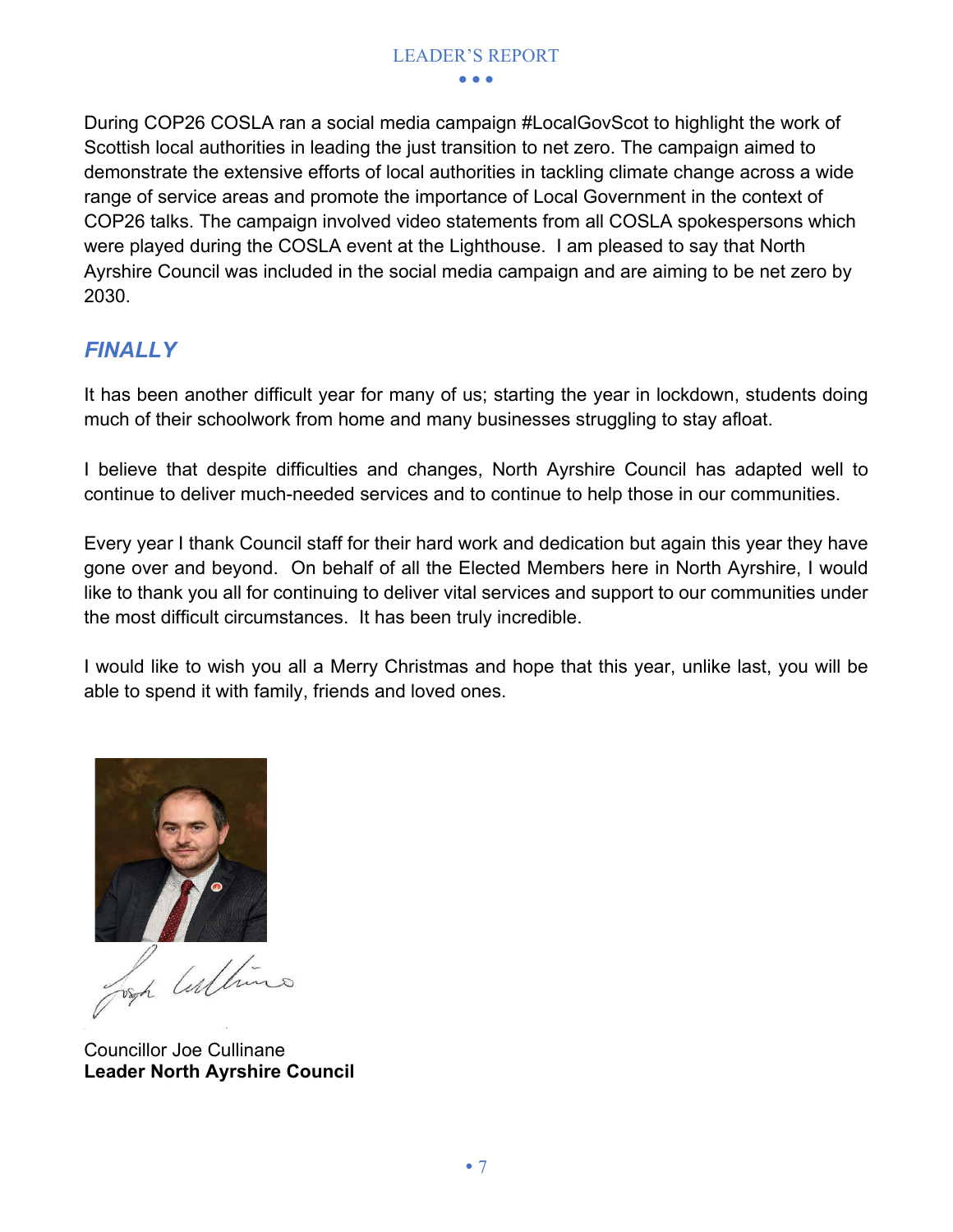During COP26 COSLA ran a social media campaign #LocalGovScot to highlight the work of Scottish local authorities in leading the just transition to net zero. The campaign aimed to demonstrate the extensive efforts of local authorities in tackling climate change across a wide range of service areas and promote the importance of Local Government in the context of COP26 talks. The campaign involved video statements from all COSLA spokespersons which were played during the COSLA event at the Lighthouse. I am pleased to say that North Ayrshire Council was included in the social media campaign and are aiming to be net zero by 2030.

## *FINALLY*

It has been another difficult year for many of us; starting the year in lockdown, students doing much of their schoolwork from home and many businesses struggling to stay afloat.

I believe that despite difficulties and changes, North Ayrshire Council has adapted well to continue to deliver much-needed services and to continue to help those in our communities.

Every year I thank Council staff for their hard work and dedication but again this year they have gone over and beyond. On behalf of all the Elected Members here in North Ayrshire, I would like to thank you all for continuing to deliver vital services and support to our communities under the most difficult circumstances. It has been truly incredible.

I would like to wish you all a Merry Christmas and hope that this year, unlike last, you will be able to spend it with family, friends and loved ones.

Councillor Joe Cullinane
**Leader North Ayrshire Council**